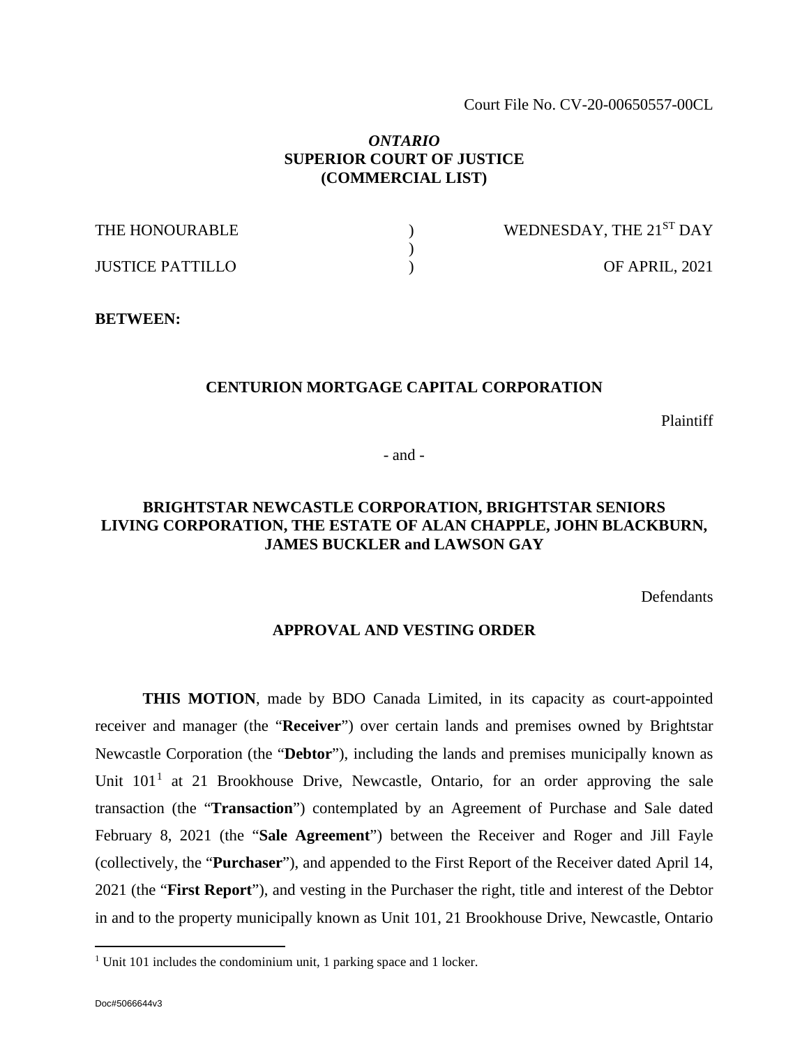Court File No. CV-20-00650557-00CL

*ONTARIO*
**SUPERIOR COURT OF JUSTICE**
**(COMMERCIAL LIST)**

| | | |
|---|---|---|
| THE HONOURABLE | ) | WEDNESDAY, THE 21ST DAY |
| | ) | |
| JUSTICE PATTILLO | ) | OF APRIL, 2021 |

**BETWEEN:**

**CENTURION MORTGAGE CAPITAL CORPORATION**

Plaintiff

\- and -

**BRIGHTSTAR NEWCASTLE CORPORATION, BRIGHTSTAR SENIORS LIVING CORPORATION, THE ESTATE OF ALAN CHAPPLE, JOHN BLACKBURN, JAMES BUCKLER and LAWSON GAY**

Defendants

**APPROVAL AND VESTING ORDER**

**THIS MOTION**, made by BDO Canada Limited, in its capacity as court-appointed receiver and manager (the "**Receiver**") over certain lands and premises owned by Brightstar Newcastle Corporation (the "**Debtor**"), including the lands and premises municipally known as Unit 101[1] at 21 Brookhouse Drive, Newcastle, Ontario, for an order approving the sale transaction (the "**Transaction**") contemplated by an Agreement of Purchase and Sale dated February 8, 2021 (the "**Sale Agreement**") between the Receiver and Roger and Jill Fayle (collectively, the "**Purchaser**"), and appended to the First Report of the Receiver dated April 14, 2021 (the "**First Report**"), and vesting in the Purchaser the right, title and interest of the Debtor in and to the property municipally known as Unit 101, 21 Brookhouse Drive, Newcastle, Ontario

[1] Unit 101 includes the condominium unit, 1 parking space and 1 locker.

Doc#5066644v3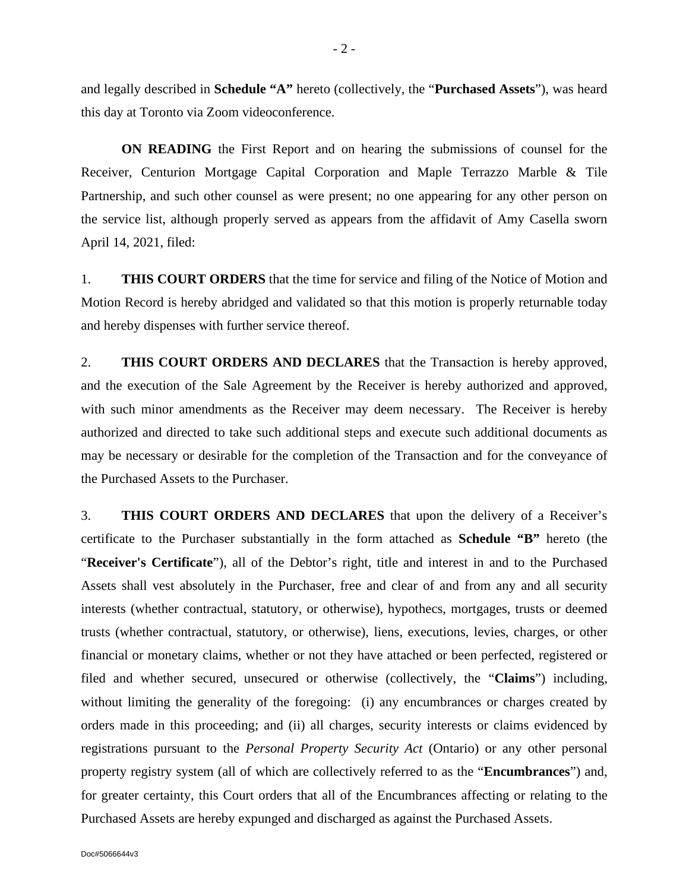and legally described in **Schedule "A"** hereto (collectively, the "**Purchased Assets**"), was heard this day at Toronto via Zoom videoconference.

**ON READING** the First Report and on hearing the submissions of counsel for the Receiver, Centurion Mortgage Capital Corporation and Maple Terrazzo Marble & Tile Partnership, and such other counsel as were present; no one appearing for any other person on the service list, although properly served as appears from the affidavit of Amy Casella sworn April 14, 2021, filed:

1. **THIS COURT ORDERS** that the time for service and filing of the Notice of Motion and Motion Record is hereby abridged and validated so that this motion is properly returnable today and hereby dispenses with further service thereof.

2. **THIS COURT ORDERS AND DECLARES** that the Transaction is hereby approved, and the execution of the Sale Agreement by the Receiver is hereby authorized and approved, with such minor amendments as the Receiver may deem necessary. The Receiver is hereby authorized and directed to take such additional steps and execute such additional documents as may be necessary or desirable for the completion of the Transaction and for the conveyance of the Purchased Assets to the Purchaser.

3. **THIS COURT ORDERS AND DECLARES** that upon the delivery of a Receiver's certificate to the Purchaser substantially in the form attached as **Schedule "B"** hereto (the "**Receiver's Certificate**"), all of the Debtor's right, title and interest in and to the Purchased Assets shall vest absolutely in the Purchaser, free and clear of and from any and all security interests (whether contractual, statutory, or otherwise), hypothecs, mortgages, trusts or deemed trusts (whether contractual, statutory, or otherwise), liens, executions, levies, charges, or other financial or monetary claims, whether or not they have attached or been perfected, registered or filed and whether secured, unsecured or otherwise (collectively, the "**Claims**") including, without limiting the generality of the foregoing: (i) any encumbrances or charges created by orders made in this proceeding; and (ii) all charges, security interests or claims evidenced by registrations pursuant to the *Personal Property Security Act* (Ontario) or any other personal property registry system (all of which are collectively referred to as the "**Encumbrances**") and, for greater certainty, this Court orders that all of the Encumbrances affecting or relating to the Purchased Assets are hereby expunged and discharged as against the Purchased Assets.

Doc#5066644v3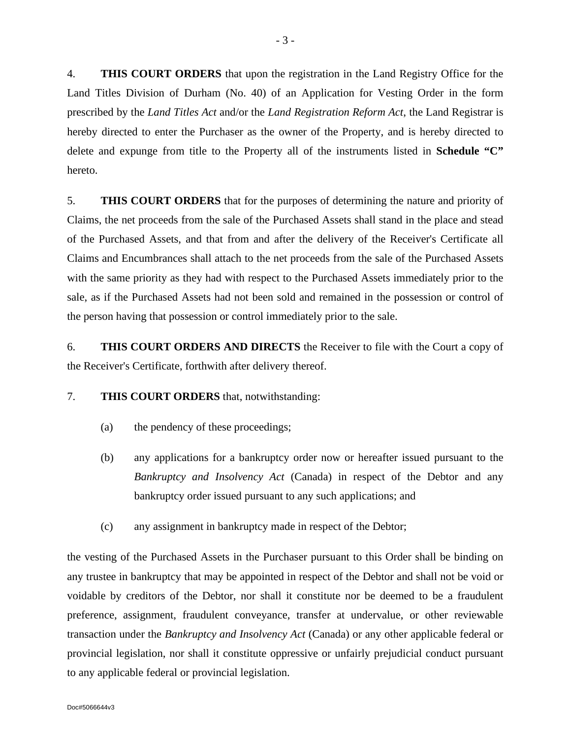4. **THIS COURT ORDERS** that upon the registration in the Land Registry Office for the Land Titles Division of Durham (No. 40) of an Application for Vesting Order in the form prescribed by the *Land Titles Act* and/or the *Land Registration Reform Act*, the Land Registrar is hereby directed to enter the Purchaser as the owner of the Property, and is hereby directed to delete and expunge from title to the Property all of the instruments listed in **Schedule "C"** hereto.

5. **THIS COURT ORDERS** that for the purposes of determining the nature and priority of Claims, the net proceeds from the sale of the Purchased Assets shall stand in the place and stead of the Purchased Assets, and that from and after the delivery of the Receiver's Certificate all Claims and Encumbrances shall attach to the net proceeds from the sale of the Purchased Assets with the same priority as they had with respect to the Purchased Assets immediately prior to the sale, as if the Purchased Assets had not been sold and remained in the possession or control of the person having that possession or control immediately prior to the sale.

6. **THIS COURT ORDERS AND DIRECTS** the Receiver to file with the Court a copy of the Receiver's Certificate, forthwith after delivery thereof.

7. **THIS COURT ORDERS** that, notwithstanding:

(a) the pendency of these proceedings;

(b) any applications for a bankruptcy order now or hereafter issued pursuant to the *Bankruptcy and Insolvency Act* (Canada) in respect of the Debtor and any bankruptcy order issued pursuant to any such applications; and

(c) any assignment in bankruptcy made in respect of the Debtor;

the vesting of the Purchased Assets in the Purchaser pursuant to this Order shall be binding on any trustee in bankruptcy that may be appointed in respect of the Debtor and shall not be void or voidable by creditors of the Debtor, nor shall it constitute nor be deemed to be a fraudulent preference, assignment, fraudulent conveyance, transfer at undervalue, or other reviewable transaction under the *Bankruptcy and Insolvency Act* (Canada) or any other applicable federal or provincial legislation, nor shall it constitute oppressive or unfairly prejudicial conduct pursuant to any applicable federal or provincial legislation.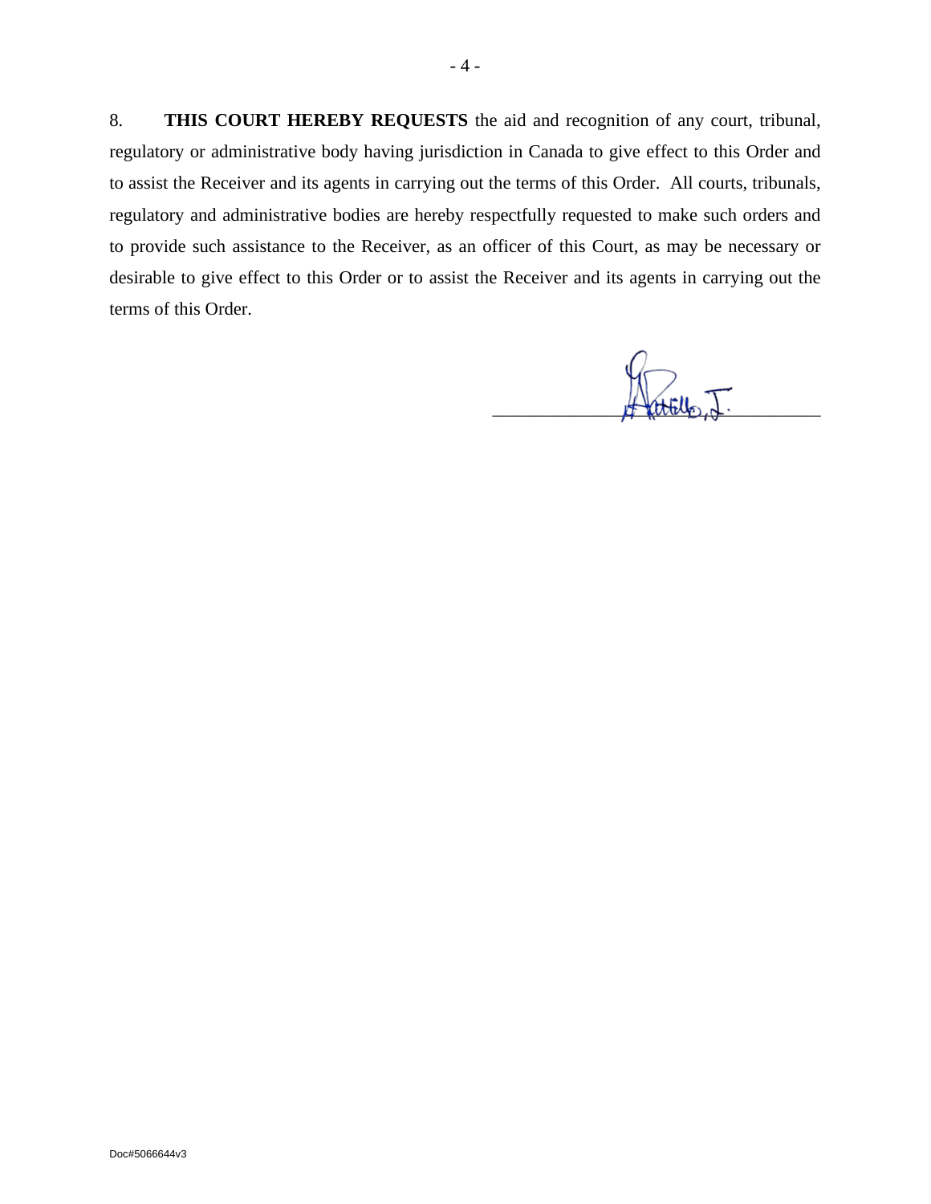8. **THIS COURT HEREBY REQUESTS** the aid and recognition of any court, tribunal, regulatory or administrative body having jurisdiction in Canada to give effect to this Order and to assist the Receiver and its agents in carrying out the terms of this Order. All courts, tribunals, regulatory and administrative bodies are hereby respectfully requested to make such orders and to provide such assistance to the Receiver, as an officer of this Court, as may be necessary or desirable to give effect to this Order or to assist the Receiver and its agents in carrying out the terms of this Order.

Doc#5066644v3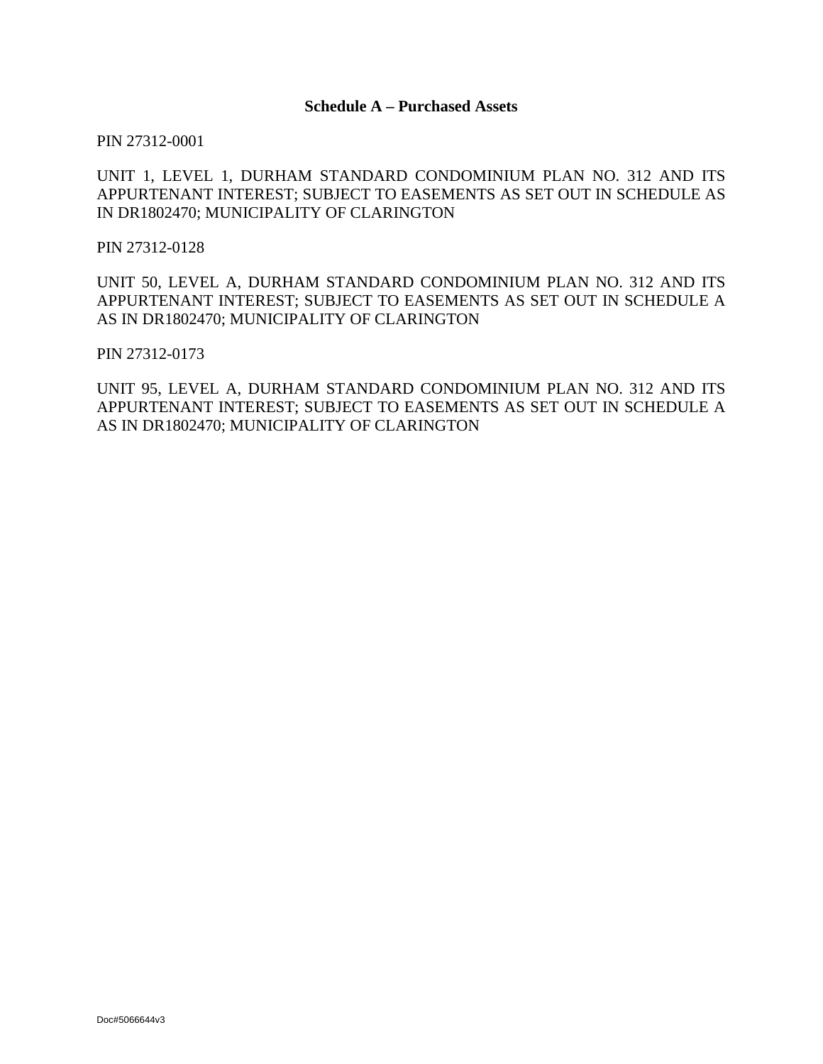**Schedule A – Purchased Assets**

PIN 27312-0001

UNIT 1, LEVEL 1, DURHAM STANDARD CONDOMINIUM PLAN NO. 312 AND ITS APPURTENANT INTEREST; SUBJECT TO EASEMENTS AS SET OUT IN SCHEDULE AS IN DR1802470; MUNICIPALITY OF CLARINGTON

PIN 27312-0128

UNIT 50, LEVEL A, DURHAM STANDARD CONDOMINIUM PLAN NO. 312 AND ITS APPURTENANT INTEREST; SUBJECT TO EASEMENTS AS SET OUT IN SCHEDULE A AS IN DR1802470; MUNICIPALITY OF CLARINGTON

PIN 27312-0173

UNIT 95, LEVEL A, DURHAM STANDARD CONDOMINIUM PLAN NO. 312 AND ITS APPURTENANT INTEREST; SUBJECT TO EASEMENTS AS SET OUT IN SCHEDULE A AS IN DR1802470; MUNICIPALITY OF CLARINGTON

Doc#5066644v3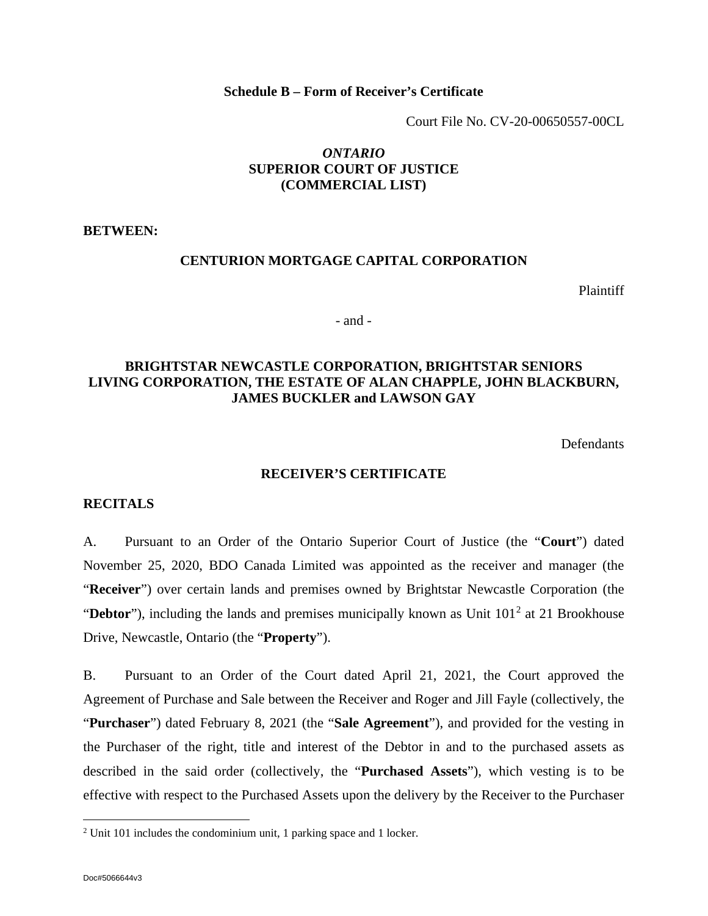**Schedule B – Form of Receiver's Certificate**

Court File No. CV-20-00650557-00CL

***ONTARIO***
**SUPERIOR COURT OF JUSTICE**
**(COMMERCIAL LIST)**

**BETWEEN:**

**CENTURION MORTGAGE CAPITAL CORPORATION**

Plaintiff

- and -

**BRIGHTSTAR NEWCASTLE CORPORATION, BRIGHTSTAR SENIORS LIVING CORPORATION, THE ESTATE OF ALAN CHAPPLE, JOHN BLACKBURN, JAMES BUCKLER and LAWSON GAY**

Defendants

**RECEIVER'S CERTIFICATE**

**RECITALS**

A. Pursuant to an Order of the Ontario Superior Court of Justice (the "**Court**") dated November 25, 2020, BDO Canada Limited was appointed as the receiver and manager (the "**Receiver**") over certain lands and premises owned by Brightstar Newcastle Corporation (the "**Debtor**"), including the lands and premises municipally known as Unit 101[2] at 21 Brookhouse Drive, Newcastle, Ontario (the "**Property**").

B. Pursuant to an Order of the Court dated April 21, 2021, the Court approved the Agreement of Purchase and Sale between the Receiver and Roger and Jill Fayle (collectively, the "**Purchaser**") dated February 8, 2021 (the "**Sale Agreement**"), and provided for the vesting in the Purchaser of the right, title and interest of the Debtor in and to the purchased assets as described in the said order (collectively, the "**Purchased Assets**"), which vesting is to be effective with respect to the Purchased Assets upon the delivery by the Receiver to the Purchaser

[2] Unit 101 includes the condominium unit, 1 parking space and 1 locker.

Doc#5066644v3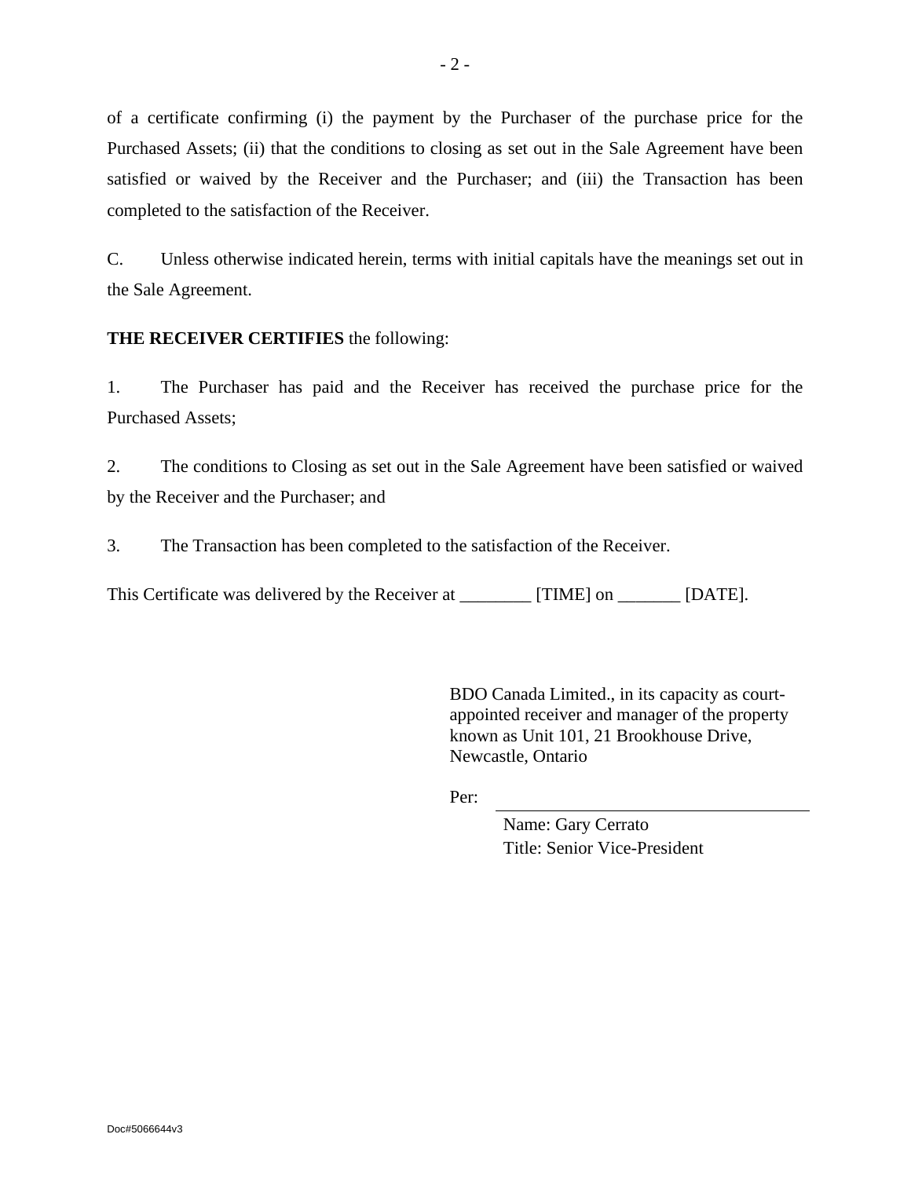of a certificate confirming (i) the payment by the Purchaser of the purchase price for the Purchased Assets; (ii) that the conditions to closing as set out in the Sale Agreement have been satisfied or waived by the Receiver and the Purchaser; and (iii) the Transaction has been completed to the satisfaction of the Receiver.

C. Unless otherwise indicated herein, terms with initial capitals have the meanings set out in the Sale Agreement.

**THE RECEIVER CERTIFIES** the following:

1. The Purchaser has paid and the Receiver has received the purchase price for the Purchased Assets;

2. The conditions to Closing as set out in the Sale Agreement have been satisfied or waived by the Receiver and the Purchaser; and

3. The Transaction has been completed to the satisfaction of the Receiver.

This Certificate was delivered by the Receiver at ________ [TIME] on _______ [DATE].

BDO Canada Limited., in its capacity as court-appointed receiver and manager of the property known as Unit 101, 21 Brookhouse Drive, Newcastle, Ontario

Per: ______________________________

Name: Gary Cerrato
Title: Senior Vice-President

Doc#5066644v3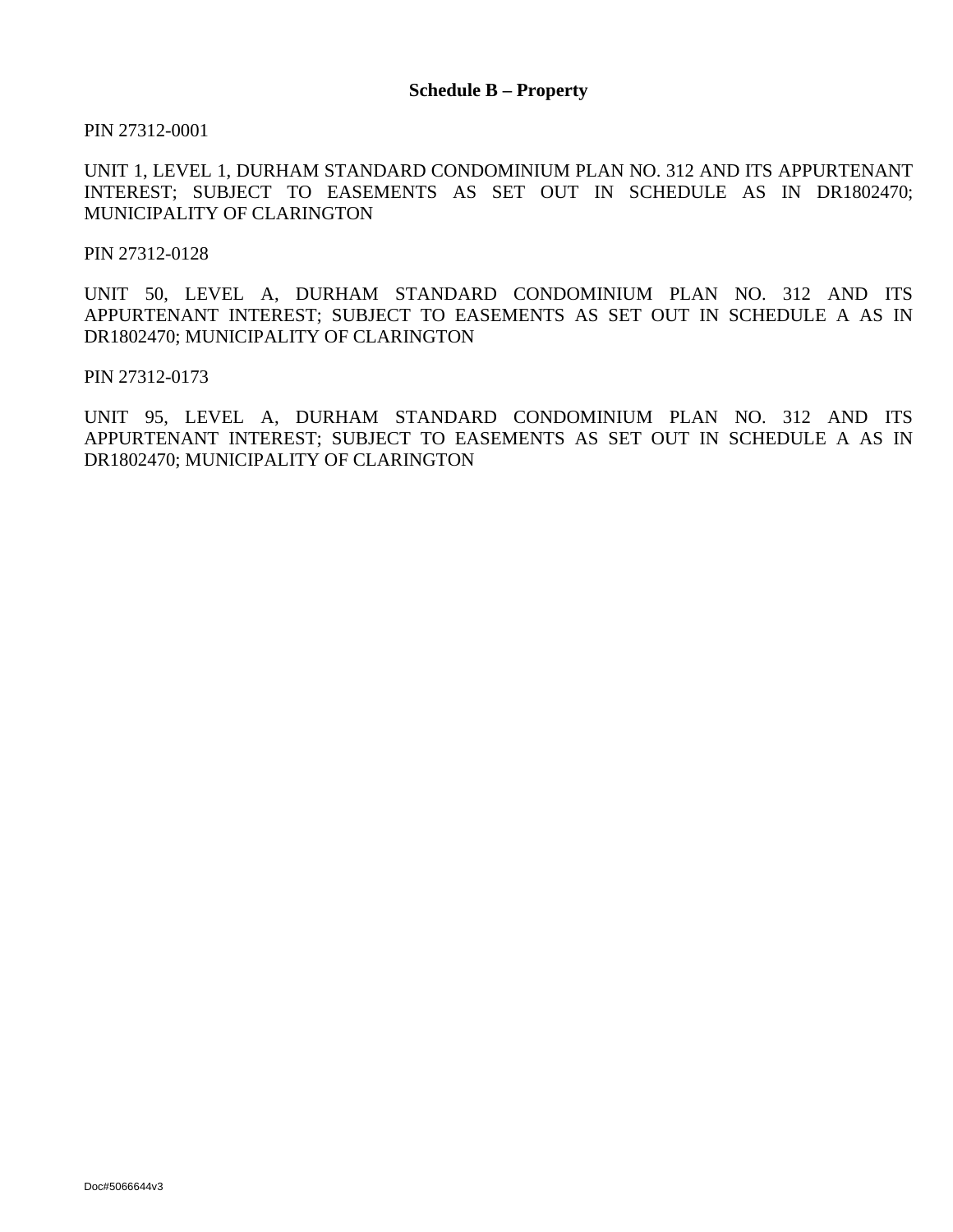## Schedule B – Property

PIN 27312-0001

UNIT 1, LEVEL 1, DURHAM STANDARD CONDOMINIUM PLAN NO. 312 AND ITS APPURTENANT INTEREST; SUBJECT TO EASEMENTS AS SET OUT IN SCHEDULE AS IN DR1802470; MUNICIPALITY OF CLARINGTON

PIN 27312-0128

UNIT 50, LEVEL A, DURHAM STANDARD CONDOMINIUM PLAN NO. 312 AND ITS APPURTENANT INTEREST; SUBJECT TO EASEMENTS AS SET OUT IN SCHEDULE A AS IN DR1802470; MUNICIPALITY OF CLARINGTON

PIN 27312-0173

UNIT 95, LEVEL A, DURHAM STANDARD CONDOMINIUM PLAN NO. 312 AND ITS APPURTENANT INTEREST; SUBJECT TO EASEMENTS AS SET OUT IN SCHEDULE A AS IN DR1802470; MUNICIPALITY OF CLARINGTON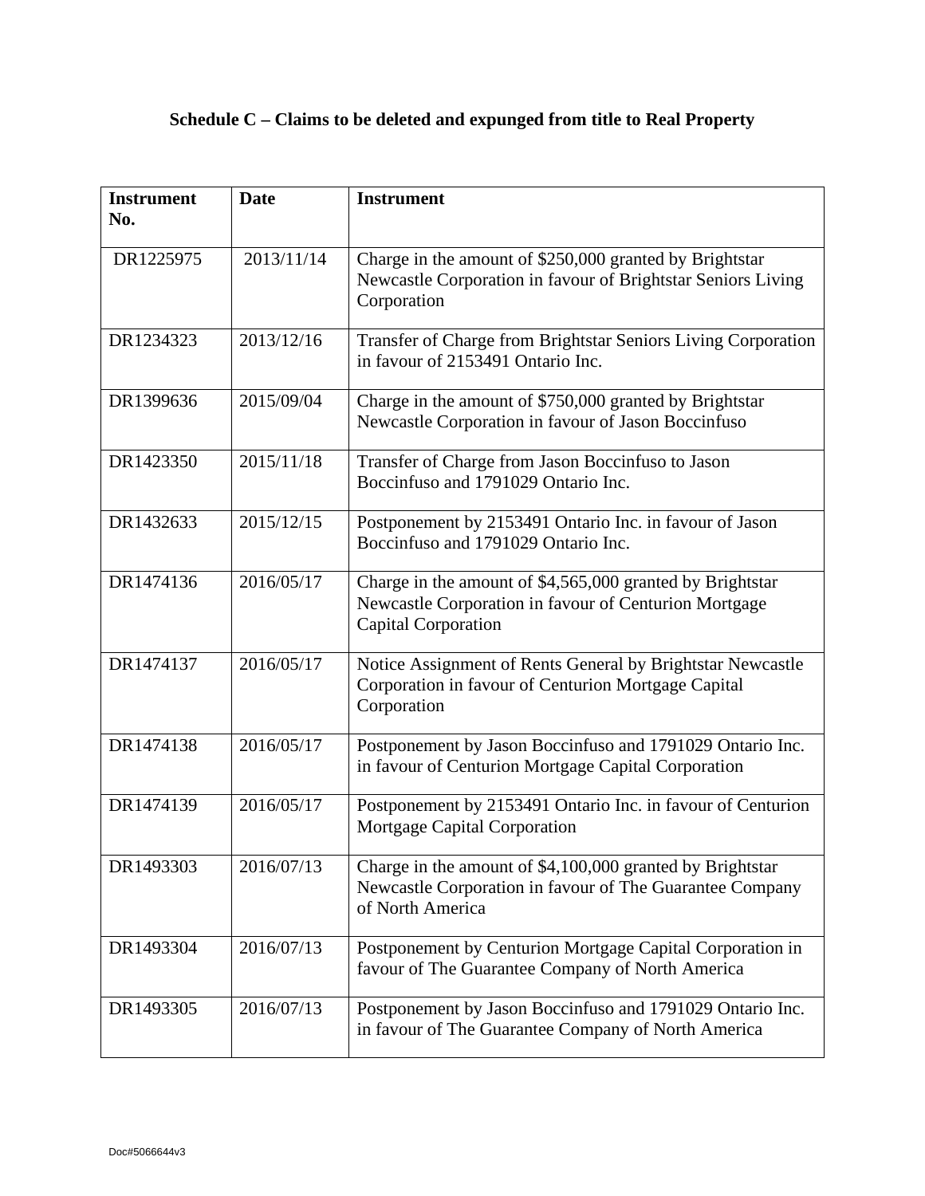# Schedule C – Claims to be deleted and expunged from title to Real Property

| Instrument No. | Date | Instrument |
|---|---|---|
| DR1225975 | 2013/11/14 | Charge in the amount of $250,000 granted by Brightstar Newcastle Corporation in favour of Brightstar Seniors Living Corporation |
| DR1234323 | 2013/12/16 | Transfer of Charge from Brightstar Seniors Living Corporation in favour of 2153491 Ontario Inc. |
| DR1399636 | 2015/09/04 | Charge in the amount of $750,000 granted by Brightstar Newcastle Corporation in favour of Jason Boccinfuso |
| DR1423350 | 2015/11/18 | Transfer of Charge from Jason Boccinfuso to Jason Boccinfuso and 1791029 Ontario Inc. |
| DR1432633 | 2015/12/15 | Postponement by 2153491 Ontario Inc. in favour of Jason Boccinfuso and 1791029 Ontario Inc. |
| DR1474136 | 2016/05/17 | Charge in the amount of $4,565,000 granted by Brightstar Newcastle Corporation in favour of Centurion Mortgage Capital Corporation |
| DR1474137 | 2016/05/17 | Notice Assignment of Rents General by Brightstar Newcastle Corporation in favour of Centurion Mortgage Capital Corporation |
| DR1474138 | 2016/05/17 | Postponement by Jason Boccinfuso and 1791029 Ontario Inc. in favour of Centurion Mortgage Capital Corporation |
| DR1474139 | 2016/05/17 | Postponement by 2153491 Ontario Inc. in favour of Centurion Mortgage Capital Corporation |
| DR1493303 | 2016/07/13 | Charge in the amount of $4,100,000 granted by Brightstar Newcastle Corporation in favour of The Guarantee Company of North America |
| DR1493304 | 2016/07/13 | Postponement by Centurion Mortgage Capital Corporation in favour of The Guarantee Company of North America |
| DR1493305 | 2016/07/13 | Postponement by Jason Boccinfuso and 1791029 Ontario Inc. in favour of The Guarantee Company of North America |

Doc#5066644v3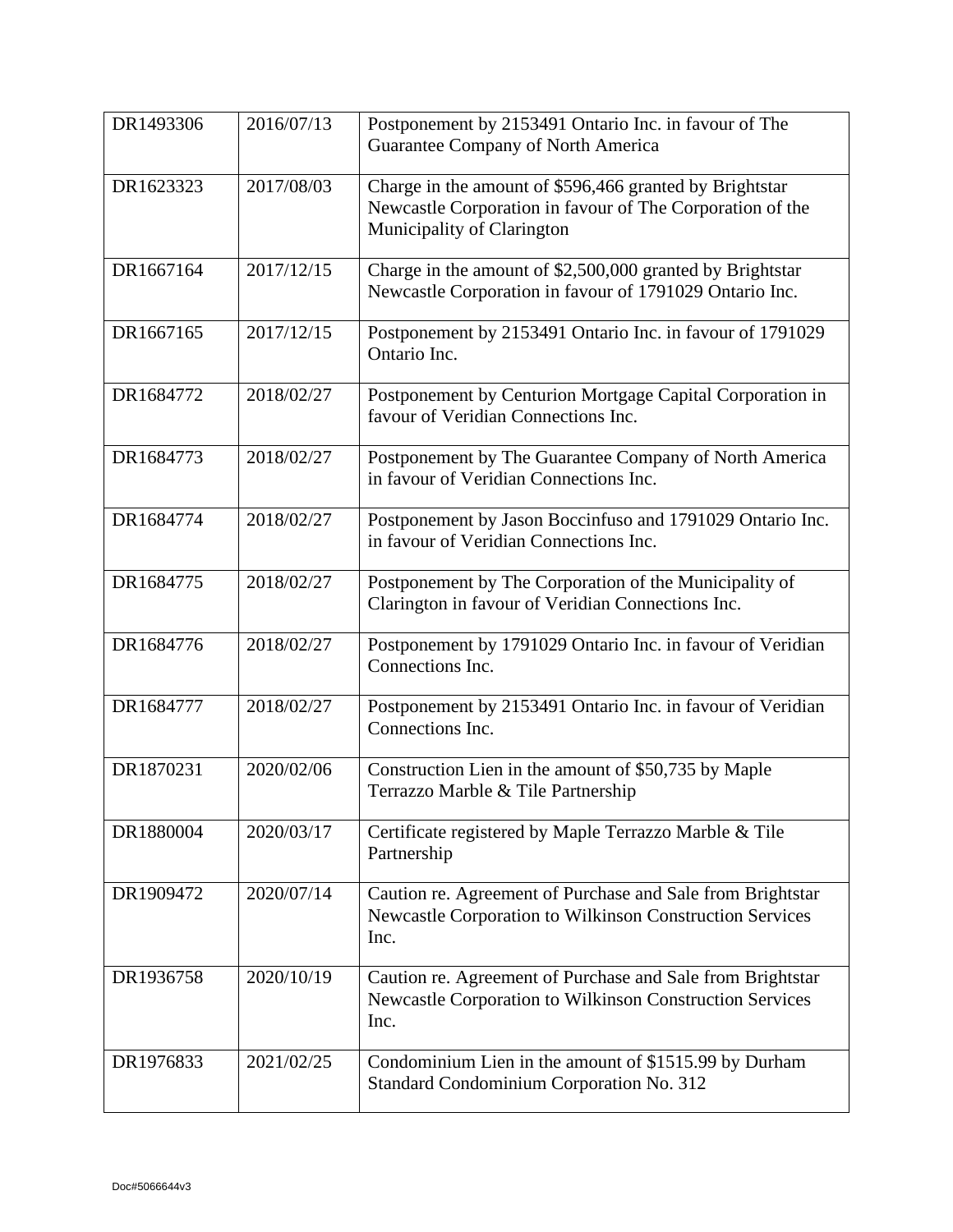| | | |
|---|---|---|
| DR1493306 | 2016/07/13 | Postponement by 2153491 Ontario Inc. in favour of The Guarantee Company of North America |
| DR1623323 | 2017/08/03 | Charge in the amount of $596,466 granted by Brightstar Newcastle Corporation in favour of The Corporation of the Municipality of Clarington |
| DR1667164 | 2017/12/15 | Charge in the amount of $2,500,000 granted by Brightstar Newcastle Corporation in favour of 1791029 Ontario Inc. |
| DR1667165 | 2017/12/15 | Postponement by 2153491 Ontario Inc. in favour of 1791029 Ontario Inc. |
| DR1684772 | 2018/02/27 | Postponement by Centurion Mortgage Capital Corporation in favour of Veridian Connections Inc. |
| DR1684773 | 2018/02/27 | Postponement by The Guarantee Company of North America in favour of Veridian Connections Inc. |
| DR1684774 | 2018/02/27 | Postponement by Jason Boccinfuso and 1791029 Ontario Inc. in favour of Veridian Connections Inc. |
| DR1684775 | 2018/02/27 | Postponement by The Corporation of the Municipality of Clarington in favour of Veridian Connections Inc. |
| DR1684776 | 2018/02/27 | Postponement by 1791029 Ontario Inc. in favour of Veridian Connections Inc. |
| DR1684777 | 2018/02/27 | Postponement by 2153491 Ontario Inc. in favour of Veridian Connections Inc. |
| DR1870231 | 2020/02/06 | Construction Lien in the amount of $50,735 by Maple Terrazzo Marble & Tile Partnership |
| DR1880004 | 2020/03/17 | Certificate registered by Maple Terrazzo Marble & Tile Partnership |
| DR1909472 | 2020/07/14 | Caution re. Agreement of Purchase and Sale from Brightstar Newcastle Corporation to Wilkinson Construction Services Inc. |
| DR1936758 | 2020/10/19 | Caution re. Agreement of Purchase and Sale from Brightstar Newcastle Corporation to Wilkinson Construction Services Inc. |
| DR1976833 | 2021/02/25 | Condominium Lien in the amount of $1515.99 by Durham Standard Condominium Corporation No. 312 |

Doc#5066644v3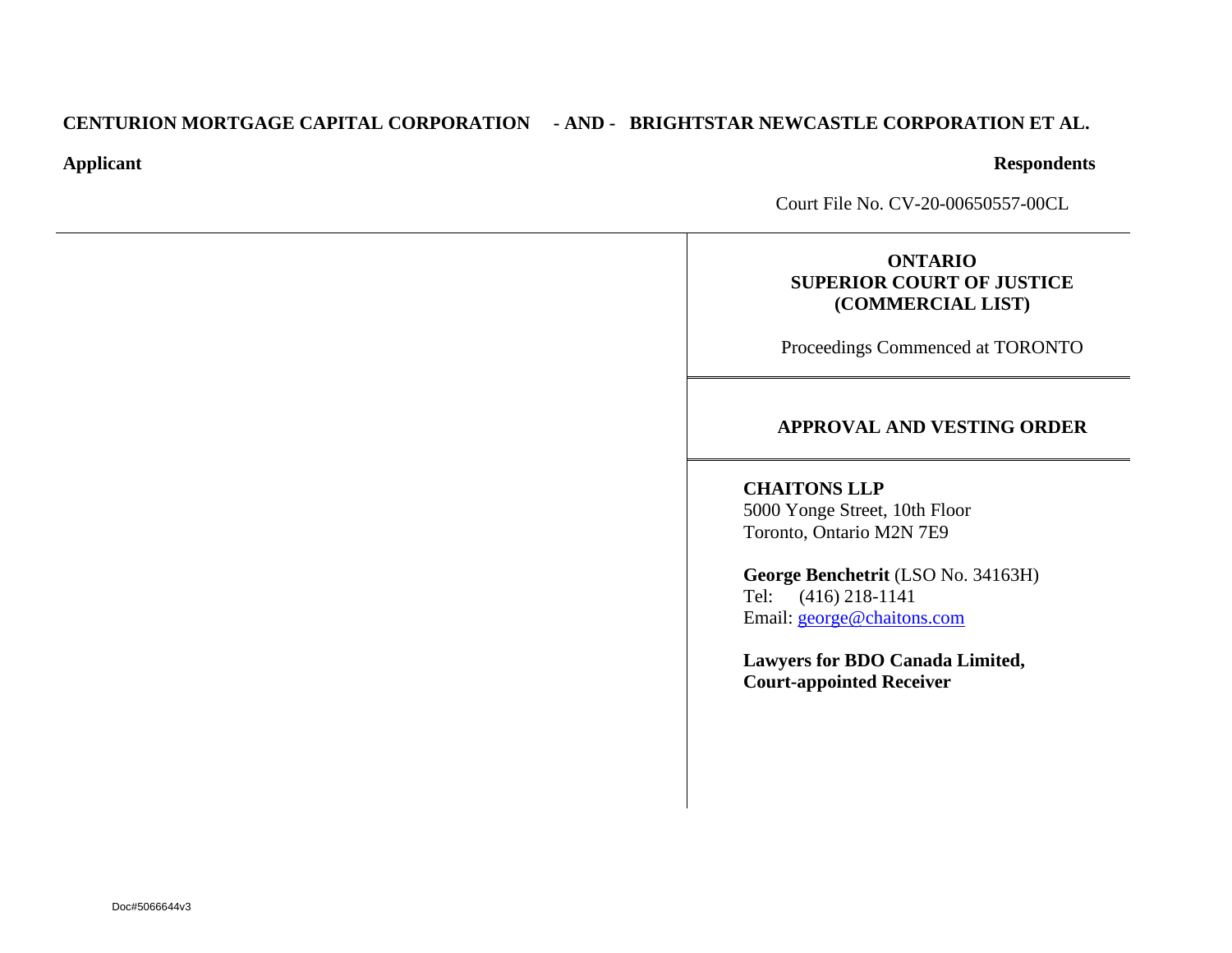**CENTURION MORTGAGE CAPITAL CORPORATION - AND - BRIGHTSTAR NEWCASTLE CORPORATION ET AL.**

**Applicant** **Respondents**

Court File No. CV-20-00650557-00CL

**ONTARIO**
**SUPERIOR COURT OF JUSTICE**
**(COMMERCIAL LIST)**

Proceedings Commenced at TORONTO

**APPROVAL AND VESTING ORDER**

**CHAITONS LLP**
5000 Yonge Street, 10th Floor
Toronto, Ontario M2N 7E9

**George Benchetrit** (LSO No. 34163H)
Tel: (416) 218-1141
Email: george@chaitons.com

**Lawyers for BDO Canada Limited,**
**Court-appointed Receiver**

Doc#5066644v3